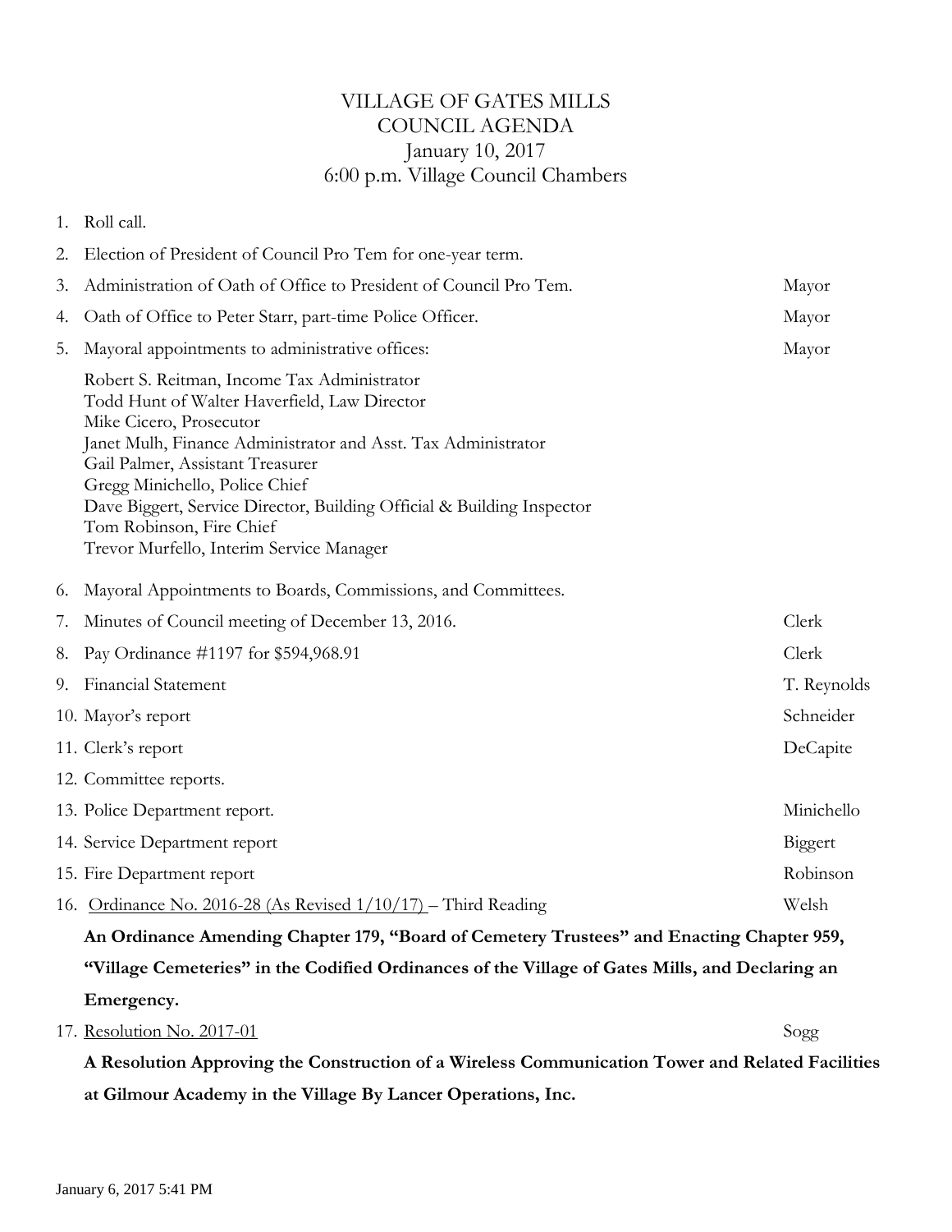# VILLAGE OF GATES MILLS
## COUNCIL AGENDA
### January 10, 2017
### 6:00 p.m. Village Council Chambers

1. Roll call.
2. Election of President of Council Pro Tem for one-year term.
3. Administration of Oath of Office to President of Council Pro Tem. — Mayor
4. Oath of Office to Peter Starr, part-time Police Officer. — Mayor
5. Mayoral appointments to administrative offices: — Mayor

   Robert S. Reitman, Income Tax Administrator
   Todd Hunt of Walter Haverfield, Law Director
   Mike Cicero, Prosecutor
   Janet Mulh, Finance Administrator and Asst. Tax Administrator
   Gail Palmer, Assistant Treasurer
   Gregg Minichello, Police Chief
   Dave Biggert, Service Director, Building Official & Building Inspector
   Tom Robinson, Fire Chief
   Trevor Murfello, Interim Service Manager

6. Mayoral Appointments to Boards, Commissions, and Committees.
7. Minutes of Council meeting of December 13, 2016. — Clerk
8. Pay Ordinance #1197 for $594,968.91 — Clerk
9. Financial Statement — T. Reynolds
10. Mayor's report — Schneider
11. Clerk's report — DeCapite
12. Committee reports.
13. Police Department report. — Minichello
14. Service Department report — Biggert
15. Fire Department report — Robinson
16. Ordinance No. 2016-28 (As Revised 1/10/17) – Third Reading — Welsh

    **An Ordinance Amending Chapter 179, "Board of Cemetery Trustees" and Enacting Chapter 959, "Village Cemeteries" in the Codified Ordinances of the Village of Gates Mills, and Declaring an Emergency.**

17. Resolution No. 2017-01 — Sogg

    **A Resolution Approving the Construction of a Wireless Communication Tower and Related Facilities at Gilmour Academy in the Village By Lancer Operations, Inc.**

January 6, 2017 5:41 PM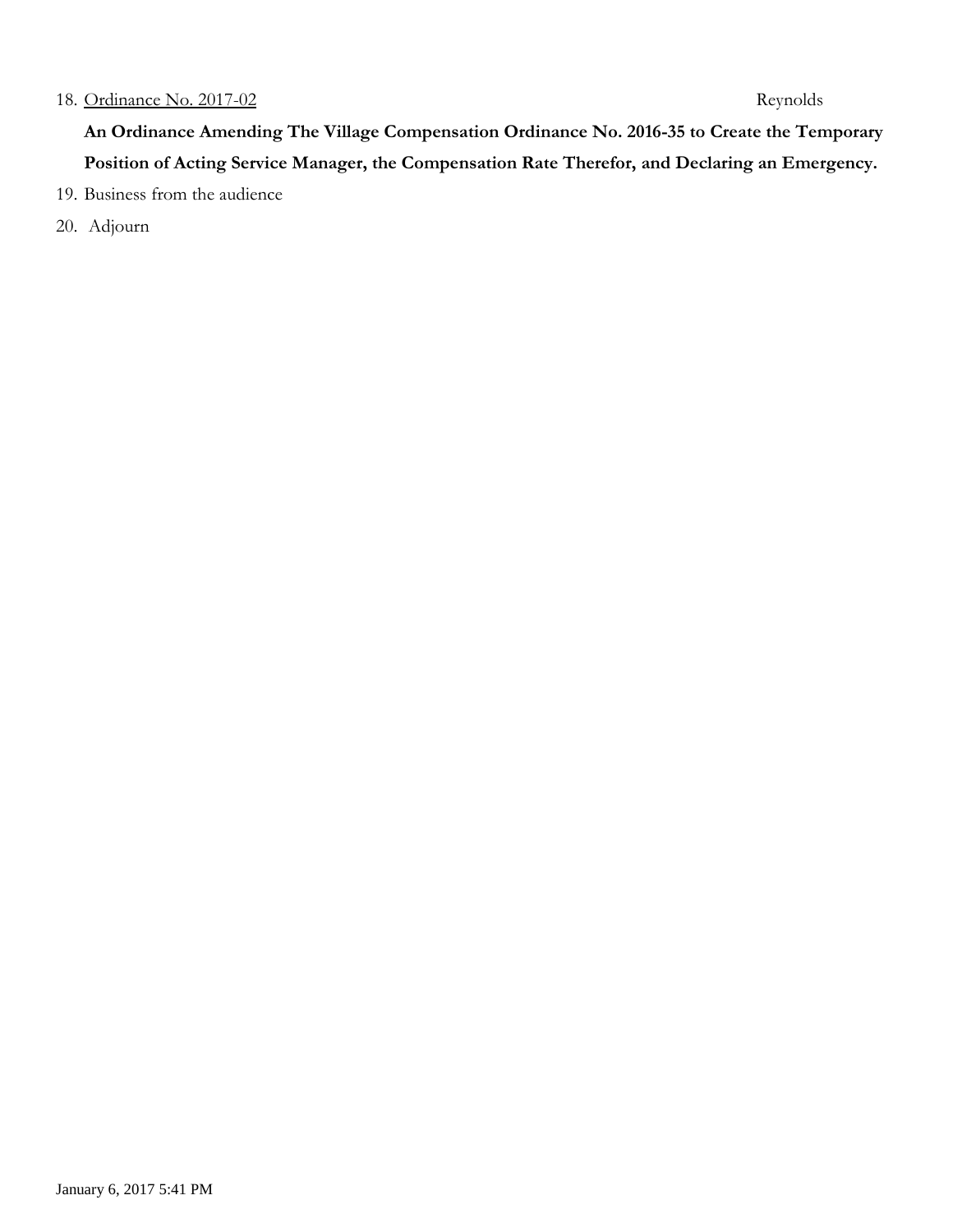18. Ordinance No. 2017-02 Reynolds

    **An Ordinance Amending The Village Compensation Ordinance No. 2016-35 to Create the Temporary Position of Acting Service Manager, the Compensation Rate Therefor, and Declaring an Emergency.**

19. Business from the audience

20. Adjourn

January 6, 2017 5:41 PM